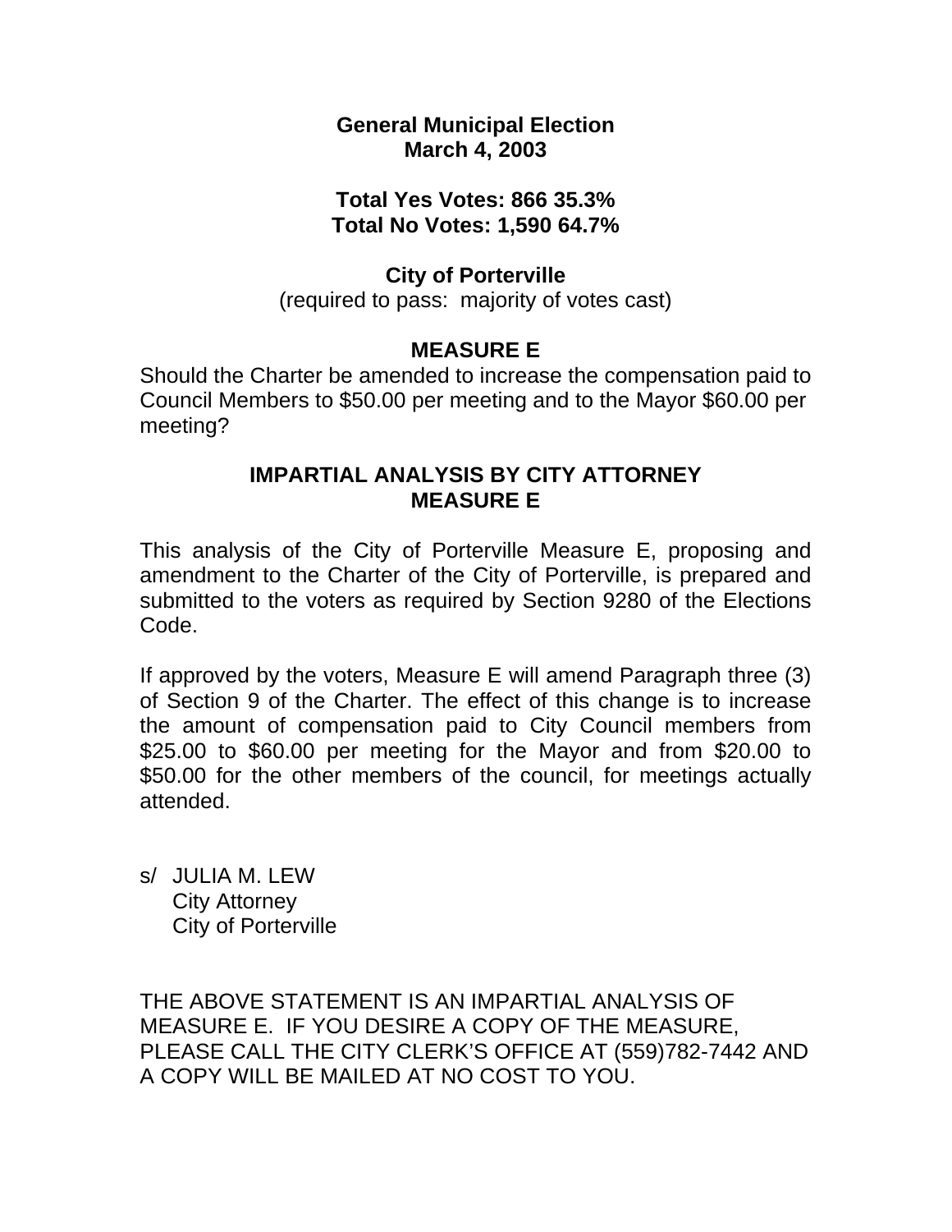**General Municipal Election**
**March 4, 2003**

**Total Yes Votes: 866 35.3%**
**Total No Votes: 1,590 64.7%**

**City of Porterville**
(required to pass: majority of votes cast)

## MEASURE E

Should the Charter be amended to increase the compensation paid to Council Members to $50.00 per meeting and to the Mayor $60.00 per meeting?

## IMPARTIAL ANALYSIS BY CITY ATTORNEY MEASURE E

This analysis of the City of Porterville Measure E, proposing and amendment to the Charter of the City of Porterville, is prepared and submitted to the voters as required by Section 9280 of the Elections Code.

If approved by the voters, Measure E will amend Paragraph three (3) of Section 9 of the Charter. The effect of this change is to increase the amount of compensation paid to City Council members from $25.00 to $60.00 per meeting for the Mayor and from $20.00 to $50.00 for the other members of the council, for meetings actually attended.

s/ JULIA M. LEW
City Attorney
City of Porterville

THE ABOVE STATEMENT IS AN IMPARTIAL ANALYSIS OF MEASURE E. IF YOU DESIRE A COPY OF THE MEASURE, PLEASE CALL THE CITY CLERK'S OFFICE AT (559)782-7442 AND A COPY WILL BE MAILED AT NO COST TO YOU.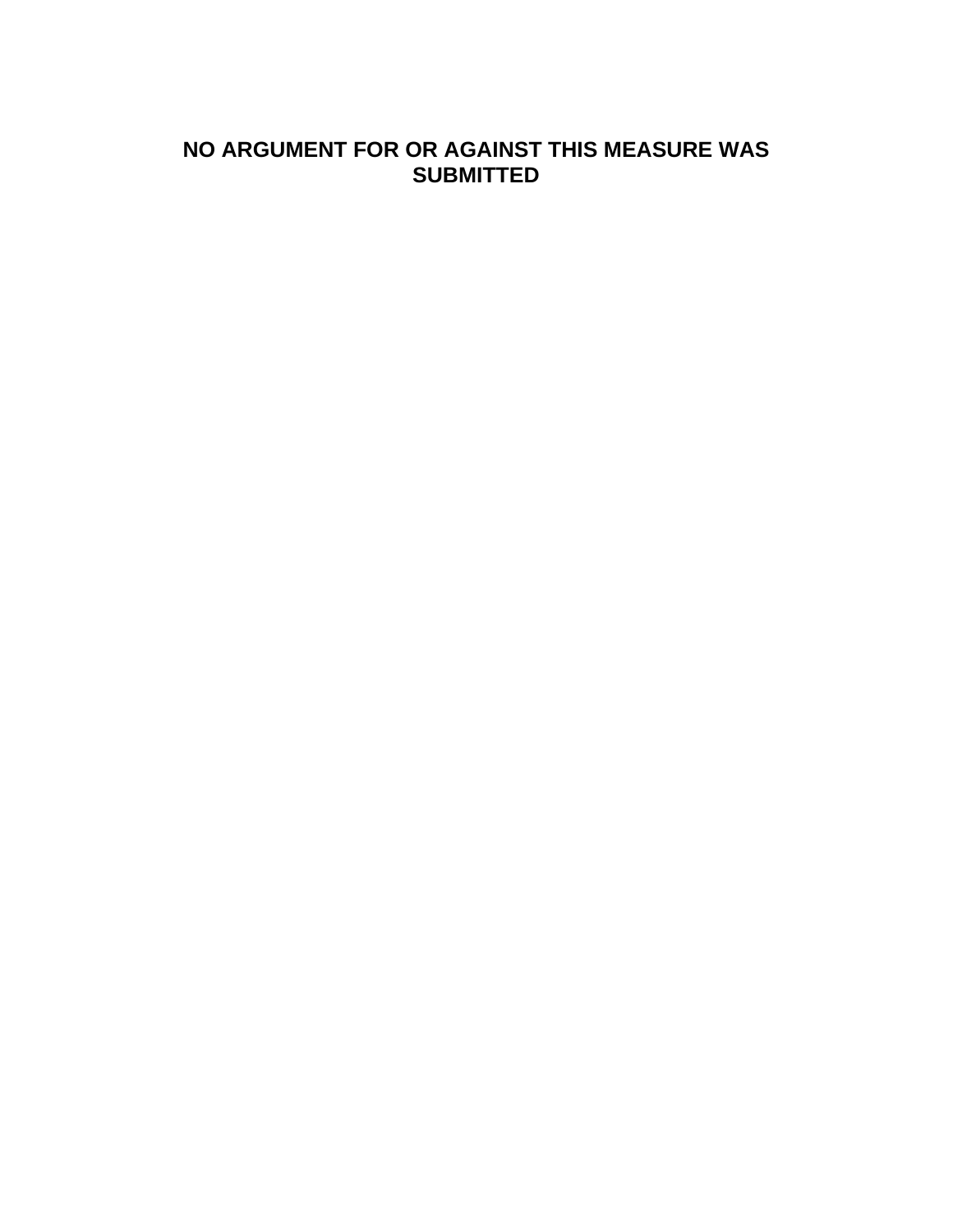**NO ARGUMENT FOR OR AGAINST THIS MEASURE WAS SUBMITTED**